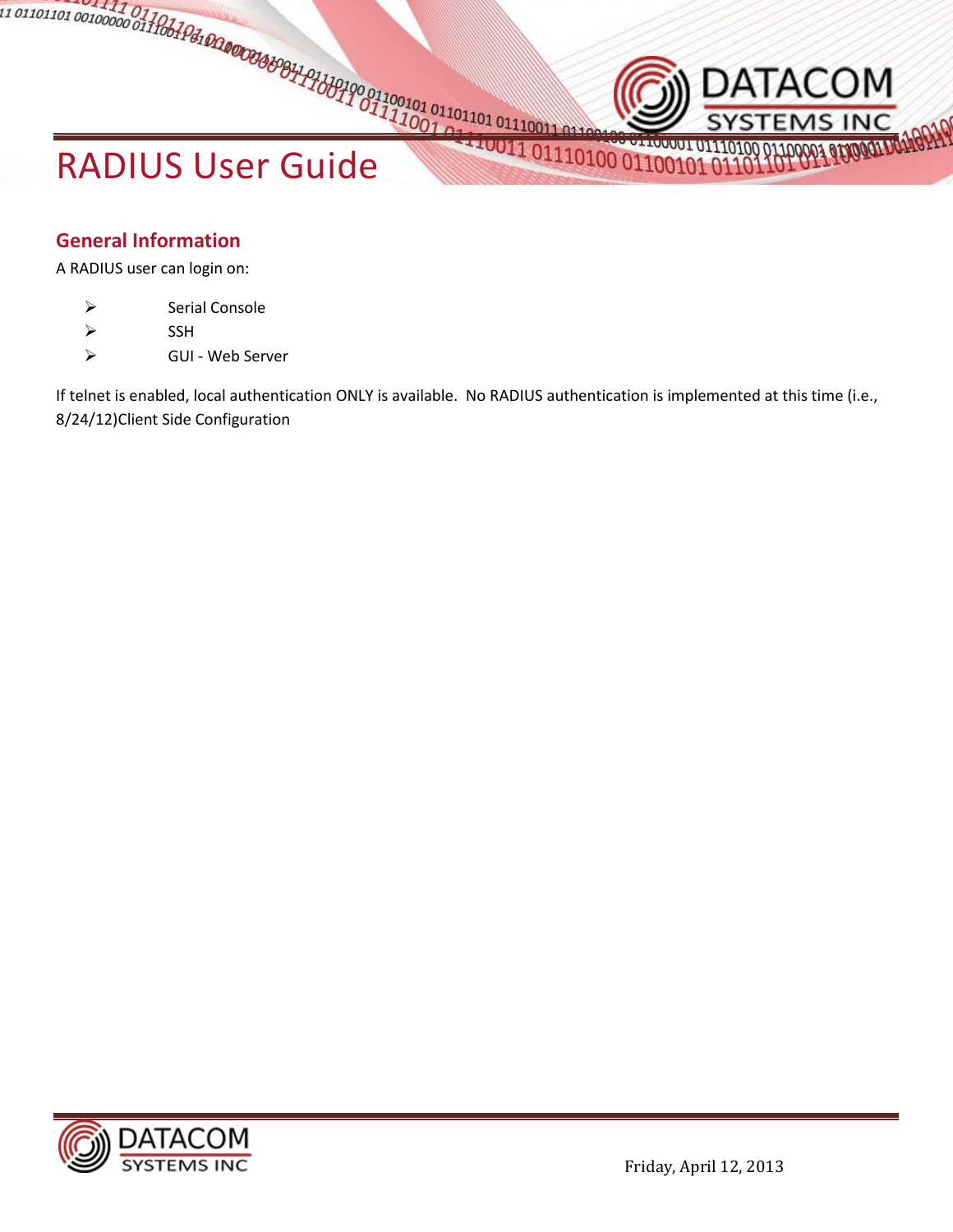# RADIUS User Guide

## General Information

A RADIUS user can login on:

- Serial Console
- SSH
- GUI - Web Server

If telnet is enabled, local authentication ONLY is available. No RADIUS authentication is implemented at this time (i.e., 8/24/12)Client Side Configuration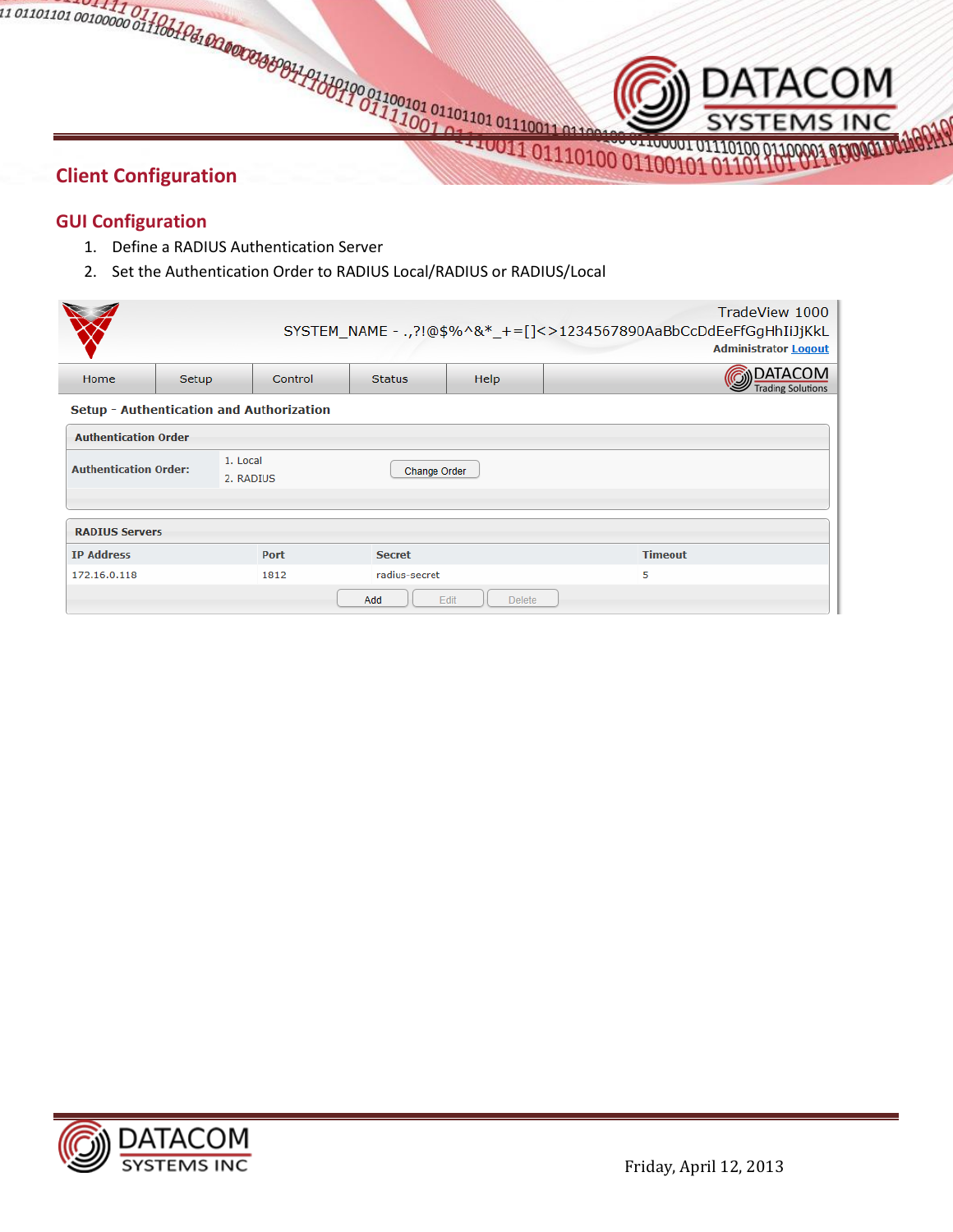## Client Configuration

### GUI Configuration

1. Define a RADIUS Authentication Server
2. Set the Authentication Order to RADIUS Local/RADIUS or RADIUS/Local

TradeView 1000
SYSTEM_NAME - .,?!@$%^&*_+=[]<>1234567890AaBbCcDdEeFfGgHhIiJjKkL
Administrator Logout

Home | Setup | Control | Status | Help

**Setup - Authentication and Authorization**

**Authentication Order**

**Authentication Order:** 1. Local 2. RADIUS [Change Order]

**RADIUS Servers**

| IP Address | Port | Secret | Timeout |
|---|---|---|---|
| 172.16.0.118 | 1812 | radius-secret | 5 |

[Add] [Edit] [Delete]

Friday, April 12, 2013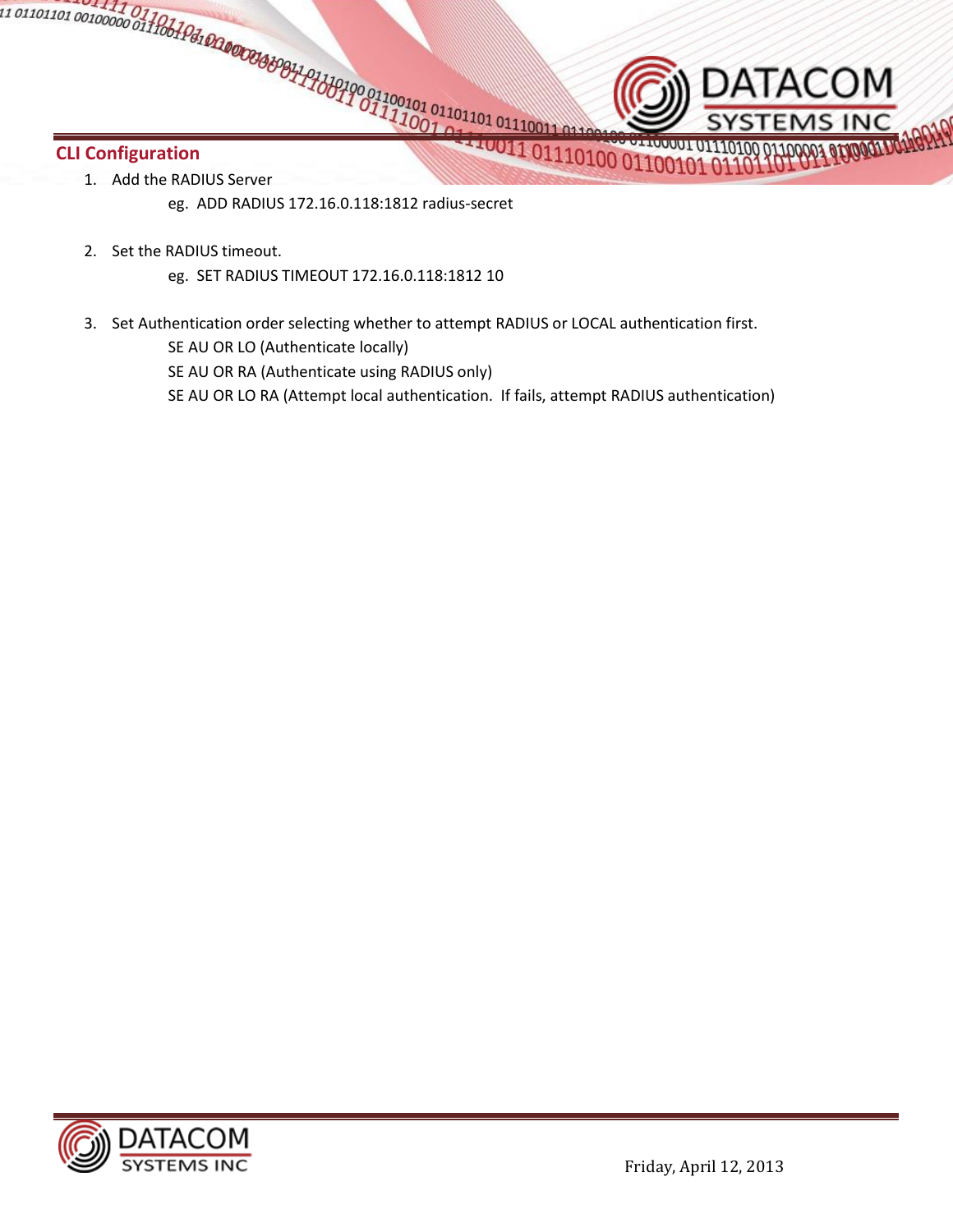## CLI Configuration

1. Add the RADIUS Server

   eg. ADD RADIUS 172.16.0.118:1812 radius-secret

2. Set the RADIUS timeout.

   eg. SET RADIUS TIMEOUT 172.16.0.118:1812 10

3. Set Authentication order selecting whether to attempt RADIUS or LOCAL authentication first.

   SE AU OR LO (Authenticate locally)

   SE AU OR RA (Authenticate using RADIUS only)

   SE AU OR LO RA (Attempt local authentication. If fails, attempt RADIUS authentication)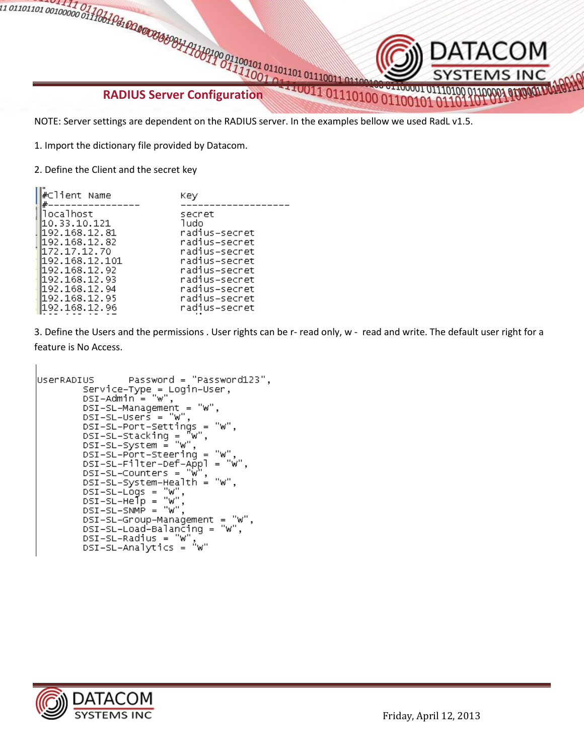## RADIUS Server Configuration

NOTE: Server settings are dependent on the RADIUS server. In the examples bellow we used RadL v1.5.

1. Import the dictionary file provided by Datacom.

2. Define the Client and the secret key

```
#Client Name            Key
#----------------       -------------------
localhost               secret
10.33.10.121            ludo
192.168.12.81           radius-secret
192.168.12.82           radius-secret
172.17.12.70            radius-secret
192.168.12.101          radius-secret
192.168.12.92           radius-secret
192.168.12.93           radius-secret
192.168.12.94           radius-secret
192.168.12.95           radius-secret
192.168.12.96           radius-secret
```

3. Define the Users and the permissions . User rights can be r- read only, w - read and write. The default user right for a feature is No Access.

```
UserRADIUS      Password = "Password123",
        Service-Type = Login-User,
        DSI-Admin = "w",
        DSI-SL-Management = "w",
        DSI-SL-Users = "w",
        DSI-SL-Port-Settings = "w",
        DSI-SL-Stacking = "w",
        DSI-SL-System = "w",
        DSI-SL-Port-Steering = "w",
        DSI-SL-Filter-Def-Appl = "w",
        DSI-SL-Counters = "w",
        DSI-SL-System-Health = "w",
        DSI-SL-Logs = "w",
        DSI-SL-Help = "w",
        DSI-SL-SNMP = "w",
        DSI-SL-Group-Management = "w",
        DSI-SL-Load-Balancing = "w",
        DSI-SL-Radius = "w",
        DSI-SL-Analytics = "w"
```